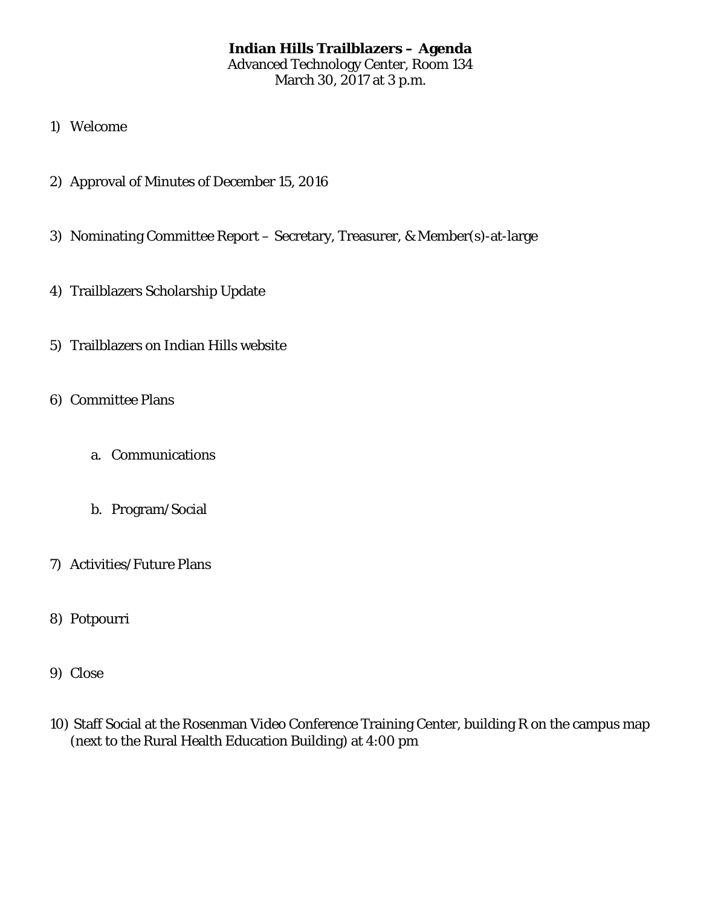# Indian Hills Trailblazers – Agenda

Advanced Technology Center, Room 134
March 30, 2017 at 3 p.m.

1) Welcome

2) Approval of Minutes of December 15, 2016

3) Nominating Committee Report – Secretary, Treasurer, & Member(s)-at-large

4) Trailblazers Scholarship Update

5) Trailblazers on Indian Hills website

6) Committee Plans

   a. Communications

   b. Program/Social

7) Activities/Future Plans

8) Potpourri

9) Close

10) Staff Social at the Rosenman Video Conference Training Center, building R on the campus map (next to the Rural Health Education Building) at 4:00 pm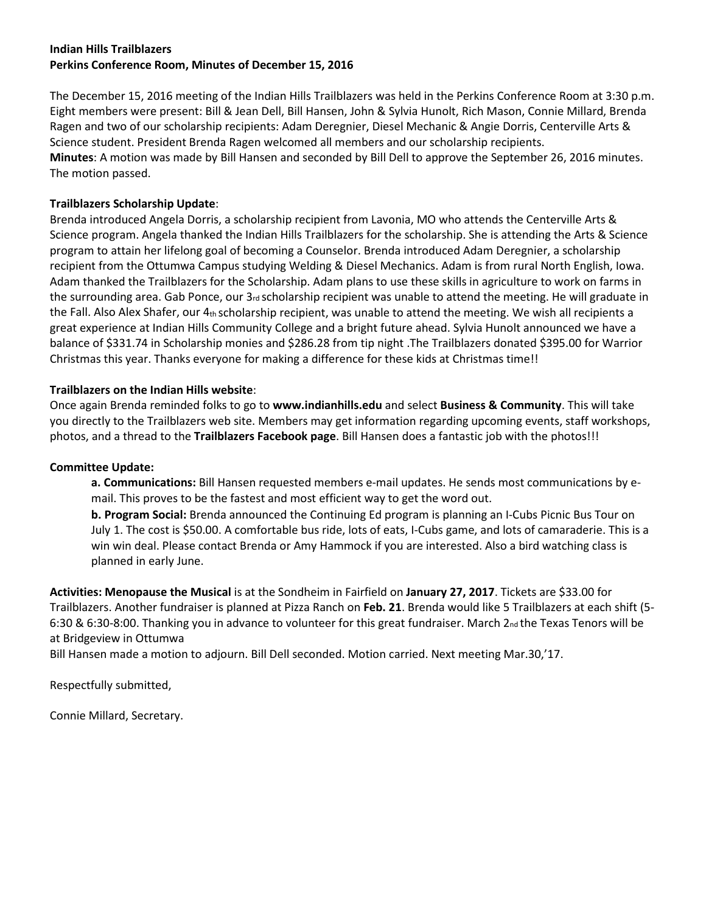**Indian Hills Trailblazers**
**Perkins Conference Room, Minutes of December 15, 2016**

The December 15, 2016 meeting of the Indian Hills Trailblazers was held in the Perkins Conference Room at 3:30 p.m. Eight members were present: Bill & Jean Dell, Bill Hansen, John & Sylvia Hunolt, Rich Mason, Connie Millard, Brenda Ragen and two of our scholarship recipients: Adam Deregnier, Diesel Mechanic & Angie Dorris, Centerville Arts & Science student. President Brenda Ragen welcomed all members and our scholarship recipients.
**Minutes**: A motion was made by Bill Hansen and seconded by Bill Dell to approve the September 26, 2016 minutes. The motion passed.

**Trailblazers Scholarship Update**:
Brenda introduced Angela Dorris, a scholarship recipient from Lavonia, MO who attends the Centerville Arts & Science program. Angela thanked the Indian Hills Trailblazers for the scholarship. She is attending the Arts & Science program to attain her lifelong goal of becoming a Counselor. Brenda introduced Adam Deregnier, a scholarship recipient from the Ottumwa Campus studying Welding & Diesel Mechanics. Adam is from rural North English, Iowa. Adam thanked the Trailblazers for the Scholarship. Adam plans to use these skills in agriculture to work on farms in the surrounding area. Gab Ponce, our 3rd scholarship recipient was unable to attend the meeting. He will graduate in the Fall. Also Alex Shafer, our 4th scholarship recipient, was unable to attend the meeting. We wish all recipients a great experience at Indian Hills Community College and a bright future ahead. Sylvia Hunolt announced we have a balance of $331.74 in Scholarship monies and $286.28 from tip night .The Trailblazers donated $395.00 for Warrior Christmas this year. Thanks everyone for making a difference for these kids at Christmas time!!

**Trailblazers on the Indian Hills website**:
Once again Brenda reminded folks to go to **www.indianhills.edu** and select **Business & Community**. This will take you directly to the Trailblazers web site. Members may get information regarding upcoming events, staff workshops, photos, and a thread to the **Trailblazers Facebook page**. Bill Hansen does a fantastic job with the photos!!!

**Committee Update:**

**a. Communications:** Bill Hansen requested members e-mail updates. He sends most communications by e-mail. This proves to be the fastest and most efficient way to get the word out.

**b. Program Social:** Brenda announced the Continuing Ed program is planning an I-Cubs Picnic Bus Tour on July 1. The cost is $50.00. A comfortable bus ride, lots of eats, I-Cubs game, and lots of camaraderie. This is a win win deal. Please contact Brenda or Amy Hammock if you are interested. Also a bird watching class is planned in early June.

**Activities: Menopause the Musical** is at the Sondheim in Fairfield on **January 27, 2017**. Tickets are $33.00 for Trailblazers. Another fundraiser is planned at Pizza Ranch on **Feb. 21**. Brenda would like 5 Trailblazers at each shift (5-6:30 & 6:30-8:00. Thanking you in advance to volunteer for this great fundraiser. March 2nd the Texas Tenors will be at Bridgeview in Ottumwa

Bill Hansen made a motion to adjourn. Bill Dell seconded. Motion carried. Next meeting Mar.30,'17.

Respectfully submitted,

Connie Millard, Secretary.